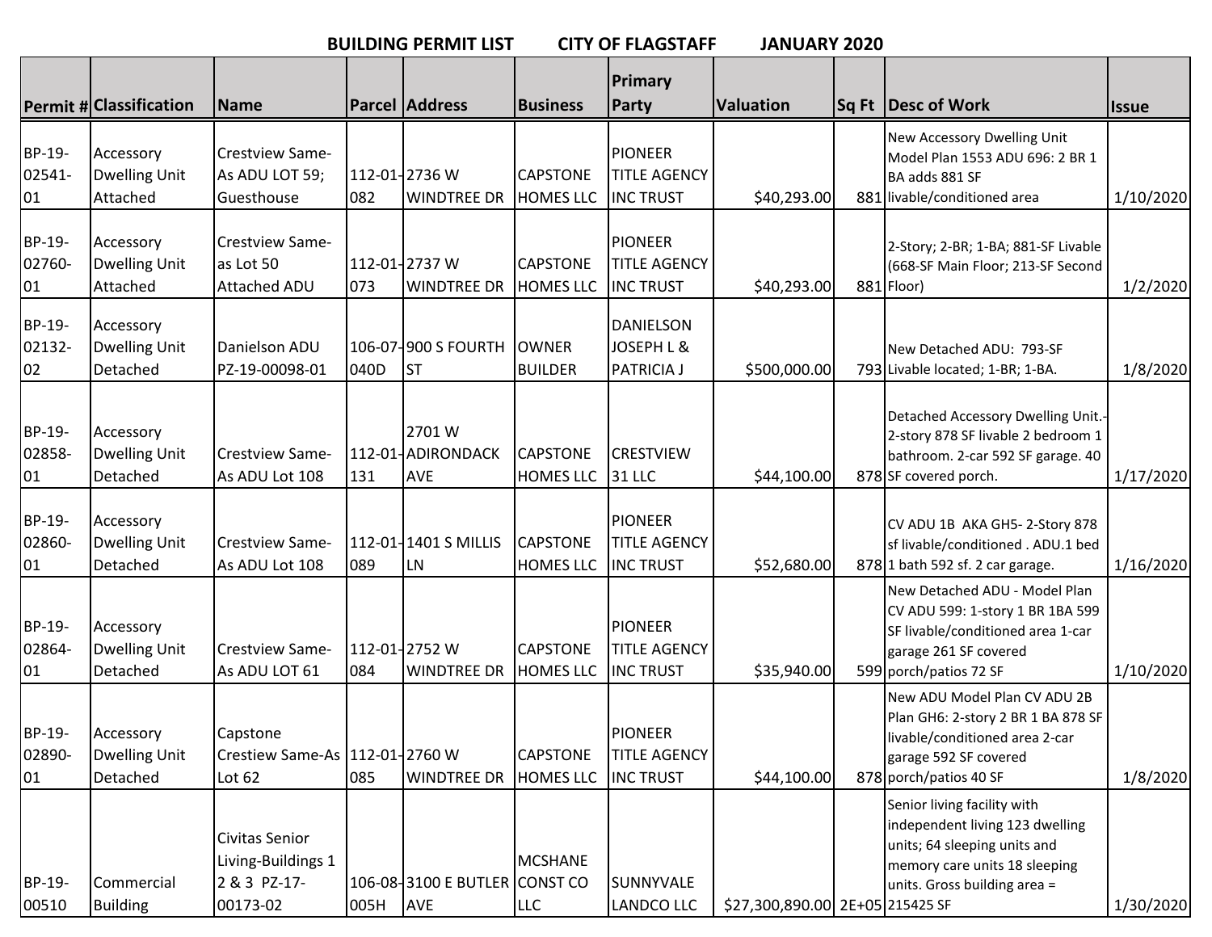# BUILDING PERMIT LIST    CITY OF FLAGSTAFF    JANUARY 2020

| Permit # | Classification | Name | Parcel | Address | Business | Primary Party | Valuation | Sq Ft | Desc of Work | Issue |
|---|---|---|---|---|---|---|---|---|---|---|
| BP-19-02541-01 | Accessory Dwelling Unit Attached | Crestview Same-As ADU LOT 59; Guesthouse | 112-01-082 | 2736 W WINDTREE DR | CAPSTONE HOMES LLC | PIONEER TITLE AGENCY INC TRUST | $40,293.00 | 881 | New Accessory Dwelling Unit Model Plan 1553 ADU 696: 2 BR 1 BA adds 881 SF livable/conditioned area | 1/10/2020 |
| BP-19-02760-01 | Accessory Dwelling Unit Attached | Crestview Same-as Lot 50 Attached ADU | 112-01-073 | 2737 W WINDTREE DR | CAPSTONE HOMES LLC | PIONEER TITLE AGENCY INC TRUST | $40,293.00 | 881 | 2-Story; 2-BR; 1-BA; 881-SF Livable (668-SF Main Floor; 213-SF Second Floor) | 1/2/2020 |
| BP-19-02132-02 | Accessory Dwelling Unit Detached | Danielson ADU PZ-19-00098-01 | 106-07-040D | 900 S FOURTH ST | OWNER BUILDER | DANIELSON JOSEPH L & PATRICIA J | $500,000.00 | 793 | New Detached ADU: 793-SF Livable located; 1-BR; 1-BA. | 1/8/2020 |
| BP-19-02858-01 | Accessory Dwelling Unit Detached | Crestview Same-As ADU Lot 108 | 112-01-131 | 2701 W ADIRONDACK AVE | CAPSTONE HOMES LLC | CRESTVIEW 31 LLC | $44,100.00 | 878 | Detached Accessory Dwelling Unit.- 2-story 878 SF livable 2 bedroom 1 bathroom. 2-car 592 SF garage. 40 SF covered porch. | 1/17/2020 |
| BP-19-02860-01 | Accessory Dwelling Unit Detached | Crestview Same-As ADU Lot 108 | 112-01-089 | 1401 S MILLIS LN | CAPSTONE HOMES LLC | PIONEER TITLE AGENCY INC TRUST | $52,680.00 | 878 | CV ADU 1B AKA GH5- 2-Story 878 sf livable/conditioned . ADU.1 bed 1 bath 592 sf. 2 car garage. | 1/16/2020 |
| BP-19-02864-01 | Accessory Dwelling Unit Detached | Crestview Same-As ADU LOT 61 | 112-01-084 | 2752 W WINDTREE DR | CAPSTONE HOMES LLC | PIONEER TITLE AGENCY INC TRUST | $35,940.00 | 599 | New Detached ADU - Model Plan CV ADU 599: 1-story 1 BR 1BA 599 SF livable/conditioned area 1-car garage 261 SF covered porch/patios 72 SF | 1/10/2020 |
| BP-19-02890-01 | Accessory Dwelling Unit Detached | Capstone Crestiew Same-As Lot 62 | 112-01-085 | 2760 W WINDTREE DR | CAPSTONE HOMES LLC | PIONEER TITLE AGENCY INC TRUST | $44,100.00 | 878 | New ADU Model Plan CV ADU 2B Plan GH6: 2-story 2 BR 1 BA 878 SF livable/conditioned area 2-car garage 592 SF covered porch/patios 40 SF | 1/8/2020 |
| BP-19-00510 | Commercial Building | Civitas Senior Living-Buildings 1 2 & 3 PZ-17-00173-02 | 106-08-005H | 3100 E BUTLER AVE | MCSHANE CONST CO LLC | SUNNYVALE LANDCO LLC | $27,300,890.00 | 2E+05 | Senior living facility with independent living 123 dwelling units; 64 sleeping units and memory care units 18 sleeping units. Gross building area = 215425 SF | 1/30/2020 |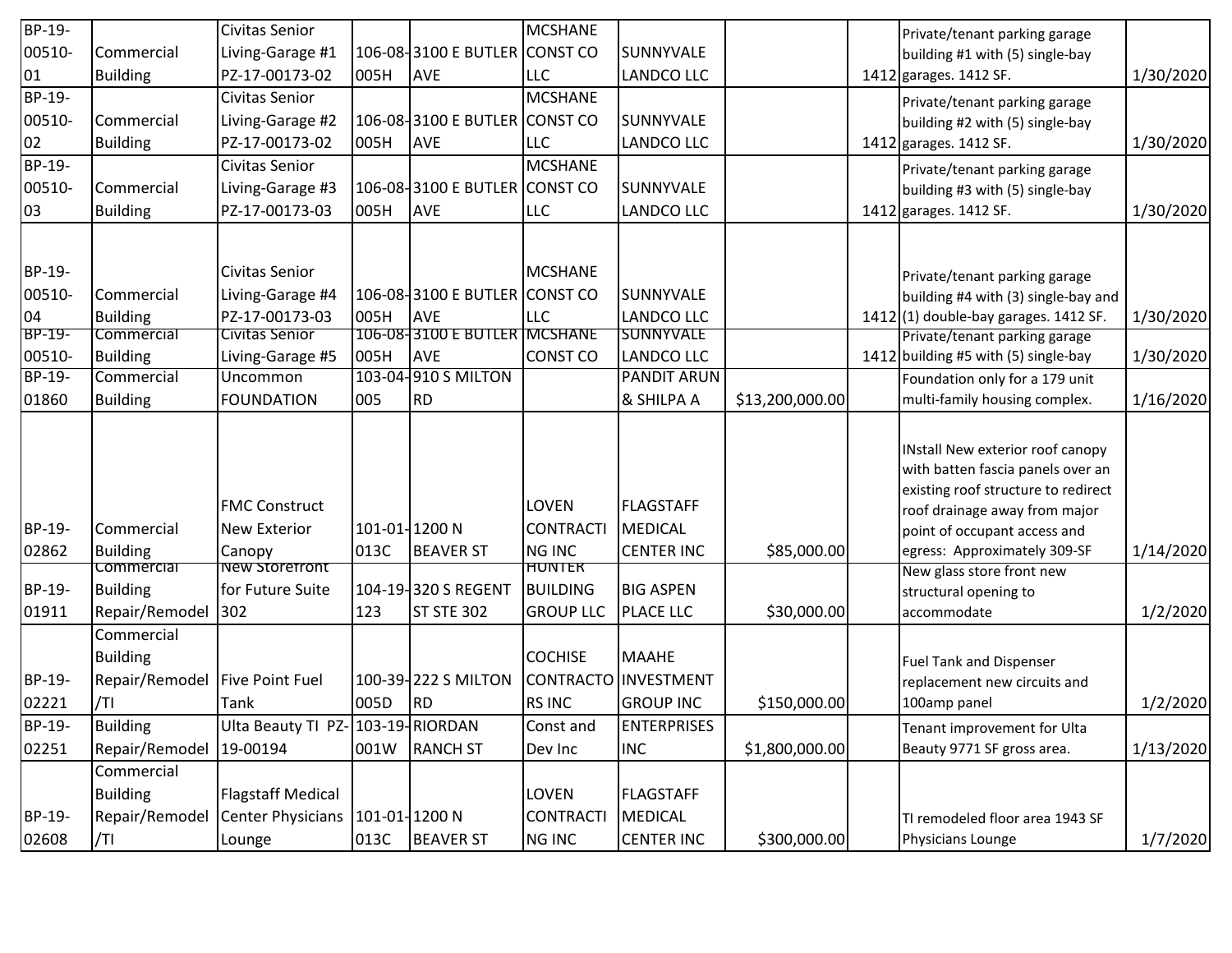| BP-19-00510-01 | Commercial Building | Civitas Senior Living-Garage #1 PZ-17-00173-02 | 106-08-005H | 3100 E BUTLER AVE | MCSHANE CONST CO LLC | SUNNYVALE LANDCO LLC | | 1412 | Private/tenant parking garage building #1 with (5) single-bay garages. 1412 SF. | 1/30/2020 |
|---|---|---|---|---|---|---|---|---|---|---|
| BP-19-00510-02 | Commercial Building | Civitas Senior Living-Garage #2 PZ-17-00173-02 | 106-08-005H | 3100 E BUTLER AVE | MCSHANE CONST CO LLC | SUNNYVALE LANDCO LLC | | 1412 | Private/tenant parking garage building #2 with (5) single-bay garages. 1412 SF. | 1/30/2020 |
| BP-19-00510-03 | Commercial Building | Civitas Senior Living-Garage #3 PZ-17-00173-03 | 106-08-005H | 3100 E BUTLER AVE | MCSHANE CONST CO LLC | SUNNYVALE LANDCO LLC | | 1412 | Private/tenant parking garage building #3 with (5) single-bay garages. 1412 SF. | 1/30/2020 |
| BP-19-00510-04 | Commercial Building | Civitas Senior Living-Garage #4 PZ-17-00173-03 | 106-08-005H | 3100 E BUTLER AVE | MCSHANE CONST CO LLC | SUNNYVALE LANDCO LLC | | 1412 | Private/tenant parking garage building #4 with (3) single-bay and (1) double-bay garages. 1412 SF. | 1/30/2020 |
| BP-19-00510- | Commercial Building | Civitas Senior Living-Garage #5 | 106-08-005H | 3100 E BUTLER AVE | MCSHANE CONST CO | SUNNYVALE LANDCO LLC | | 1412 | Private/tenant parking garage building #5 with (5) single-bay | 1/30/2020 |
| BP-19-01860 | Commercial Building | Uncommon FOUNDATION | 103-04-005 | 910 S MILTON RD | | PANDIT ARUN & SHILPA A | $13,200,000.00 | | Foundation only for a 179 unit multi-family housing complex. | 1/16/2020 |
| BP-19-02862 | Commercial Building | FMC Construct New Exterior Canopy | 101-01-013C | 1200 N BEAVER ST | LOVEN CONTRACTING INC | FLAGSTAFF MEDICAL CENTER INC | $85,000.00 | | INstall New exterior roof canopy with batten fascia panels over an existing roof structure to redirect roof drainage away from major point of occupant access and egress: Approximately 309-SF | 1/14/2020 |
| BP-19-01911 | Commercial Building Repair/Remodel | New Storefront for Future Suite 302 | 104-19-123 | 320 S REGENT ST STE 302 | HUNTER BUILDING GROUP LLC | BIG ASPEN PLACE LLC | $30,000.00 | | New glass store front new structural opening to accommodate | 1/2/2020 |
| BP-19-02221 | Commercial Building Repair/Remodel /TI | Five Point Fuel Tank | 100-39-005D | 222 S MILTON RD | COCHISE CONTRACTORS INC | MAAHE INVESTMENT GROUP INC | $150,000.00 | | Fuel Tank and Dispenser replacement new circuits and 100amp panel | 1/2/2020 |
| BP-19-02251 | Building Repair/Remodel | Ulta Beauty TI PZ-19-00194 | 103-19-001W | RIORDAN RANCH ST | Const and Dev Inc | ENTERPRISES INC | $1,800,000.00 | | Tenant improvement for Ulta Beauty 9771 SF gross area. | 1/13/2020 |
| BP-19-02608 | Commercial Building Repair/Remodel /TI | Flagstaff Medical Center Physicians Lounge | 101-01-013C | 1200 N BEAVER ST | LOVEN CONTRACTING INC | FLAGSTAFF MEDICAL CENTER INC | $300,000.00 | | TI remodeled floor area 1943 SF Physicians Lounge | 1/7/2020 |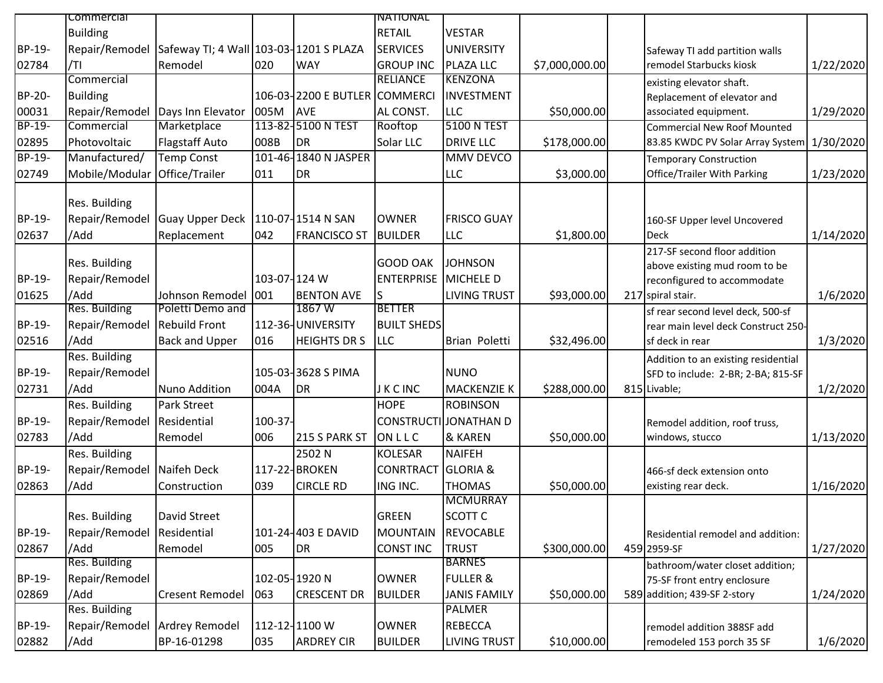| | | | | | | | | | | |
|---|---|---|---|---|---|---|---|---|---|---|
| BP-19-02784 | Commercial Building Repair/Remodel /TI | Safeway TI; 4 Wall Remodel | 103-03-020 | 1201 S PLAZA WAY | NATIONAL RETAIL SERVICES GROUP INC | VESTAR UNIVERSITY PLAZA LLC | $7,000,000.00 | | Safeway TI add partition walls remodel Starbucks kiosk | 1/22/2020 |
| BP-20-00031 | Commercial Building Repair/Remodel | Days Inn Elevator | 106-03-005M | 2200 E BUTLER AVE | RELIANCE COMMERCIAL CONST. | KENZONA INVESTMENT LLC | $50,000.00 | | existing elevator shaft. Replacement of elevator and associated equipment. | 1/29/2020 |
| BP-19-02895 | Commercial Photovoltaic | Marketplace Flagstaff Auto | 113-82-008B | 5100 N TEST DR | Rooftop Solar LLC | 5100 N TEST DRIVE LLC | $178,000.00 | | Commercial New Roof Mounted 83.85 KWDC PV Solar Array System | 1/30/2020 |
| BP-19-02749 | Manufactured/ Mobile/Modular | Temp Const Office/Trailer | 101-46-011 | 1840 N JASPER DR | | MMV DEVCO LLC | $3,000.00 | | Temporary Construction Office/Trailer With Parking | 1/23/2020 |
| BP-19-02637 | Res. Building Repair/Remodel /Add | Guay Upper Deck Replacement | 110-07-042 | 1514 N SAN FRANCISCO ST | OWNER BUILDER | FRISCO GUAY LLC | $1,800.00 | | 160-SF Upper level Uncovered Deck | 1/14/2020 |
| BP-19-01625 | Res. Building Repair/Remodel /Add | Johnson Remodel | 103-07-001 | 124 W BENTON AVE | GOOD OAK ENTERPRISES | JOHNSON MICHELE D LIVING TRUST | $93,000.00 | 217 | 217-SF second floor addition above existing mud room to be reconfigured to accommodate spiral stair. | 1/6/2020 |
| BP-19-02516 | Res. Building Repair/Remodel /Add | Poletti Demo and Rebuild Front Back and Upper | 112-36-016 | 1867 W UNIVERSITY HEIGHTS DR S | BETTER BUILT SHEDS LLC | Brian Poletti | $32,496.00 | | sf rear second level deck, 500-sf rear main level deck Construct 250-sf deck in rear | 1/3/2020 |
| BP-19-02731 | Res. Building Repair/Remodel /Add | Nuno Addition | 105-03-004A | 3628 S PIMA DR | J K C INC | NUNO MACKENZIE K | $288,000.00 | 815 | Addition to an existing residential SFD to include: 2-BR; 2-BA; 815-SF Livable; | 1/2/2020 |
| BP-19-02783 | Res. Building Repair/Remodel /Add | Park Street Residential Remodel | 100-37-006 | 215 S PARK ST | HOPE CONSTRUCTION L L C | ROBINSON JONATHAN D & KAREN | $50,000.00 | | Remodel addition, roof truss, windows, stucco | 1/13/2020 |
| BP-19-02863 | Res. Building Repair/Remodel /Add | Naifeh Deck Construction | 117-22-039 | 2502 N BROKEN CIRCLE RD | KOLESAR CONRTRACTING INC. | NAIFEH GLORIA & THOMAS | $50,000.00 | | 466-sf deck extension onto existing rear deck. | 1/16/2020 |
| BP-19-02867 | Res. Building Repair/Remodel /Add | David Street Residential Remodel | 101-24-005 | 403 E DAVID DR | GREEN MOUNTAIN CONST INC | MCMURRAY SCOTT C REVOCABLE TRUST | $300,000.00 | 459 | Residential remodel and addition: 2959-SF | 1/27/2020 |
| BP-19-02869 | Res. Building Repair/Remodel /Add | Cresent Remodel | 102-05-063 | 1920 N CRESCENT DR | OWNER BUILDER | BARNES FULLER & JANIS FAMILY | $50,000.00 | 589 | bathroom/water closet addition; 75-SF front entry enclosure addition; 439-SF 2-story | 1/24/2020 |
| BP-19-02882 | Res. Building Repair/Remodel /Add | Ardrey Remodel BP-16-01298 | 112-12-035 | 1100 W ARDREY CIR | OWNER BUILDER | PALMER REBECCA LIVING TRUST | $10,000.00 | | remodel addition 388SF add remodeled 153 porch 35 SF | 1/6/2020 |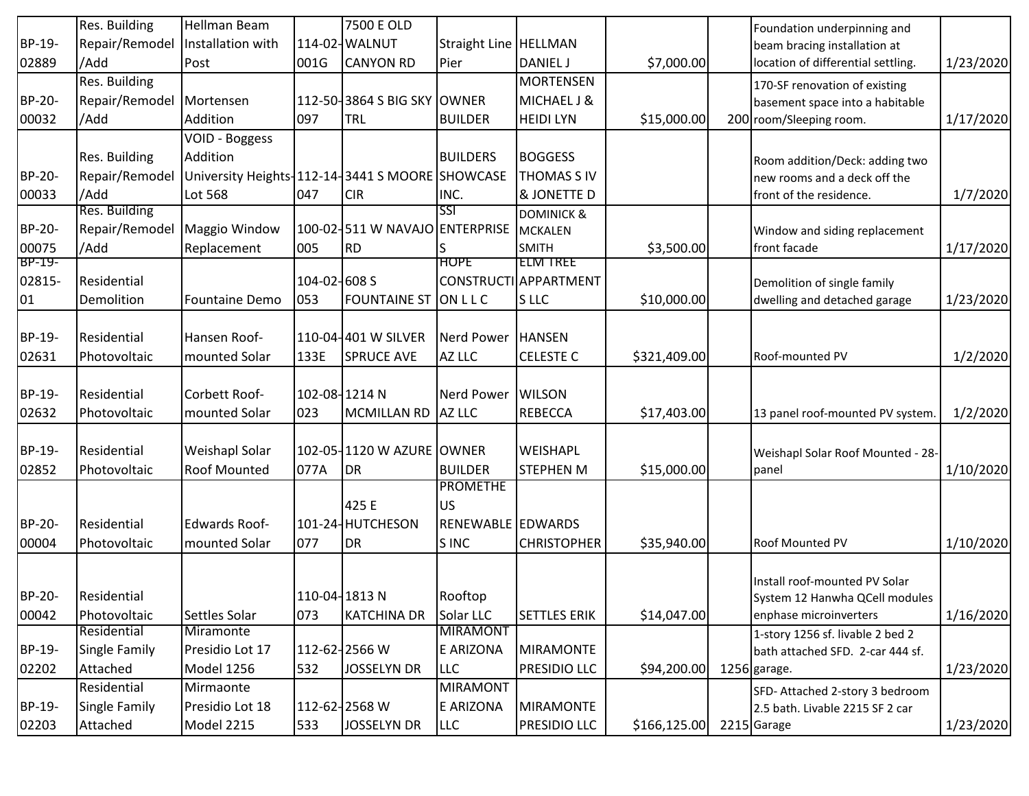| | | | | | | | | | | |
|---|---|---|---|---|---|---|---|---|---|---|
| BP-19-02889 | Res. Building Repair/Remodel /Add | Hellman Beam Installation with Post | 114-02-001G | 7500 E OLD WALNUT CANYON RD | Straight Line Pier | HELLMAN DANIEL J | $7,000.00 | | Foundation underpinning and beam bracing installation at location of differential settling. | 1/23/2020 |
| BP-20-00032 | Res. Building Repair/Remodel /Add | Mortensen Addition | 112-50-097 | 3864 S BIG SKY TRL | OWNER BUILDER | MORTENSEN MICHAEL J & HEIDI LYN | $15,000.00 | 200 | 170-SF renovation of existing basement space into a habitable room/Sleeping room. | 1/17/2020 |
| BP-20-00033 | Res. Building Repair/Remodel /Add | VOID - Boggess Addition University Heights-Lot 568 | 112-14-047 | 3441 S MOORE CIR | BUILDERS SHOWCASE INC. | BOGGESS THOMAS S IV & JONETTE D | | | Room addition/Deck: adding two new rooms and a deck off the front of the residence. | 1/7/2020 |
| BP-20-00075 | Res. Building Repair/Remodel /Add | Maggio Window Replacement | 100-02-005 | 511 W NAVAJO RD | SSI ENTERPRISES | DOMINICK & MCKALEN SMITH | $3,500.00 | | Window and siding replacement front facade | 1/17/2020 |
| BP-19-02815-01 | Residential Demolition | Fountaine Demo | 104-02-053 | 608 S FOUNTAINE ST | HOPE CONSTRUCTION L L C | ELM TREE APPARTMENTS LLC | $10,000.00 | | Demolition of single family dwelling and detached garage | 1/23/2020 |
| BP-19-02631 | Residential Photovoltaic | Hansen Roof-mounted Solar | 110-04-133E | 401 W SILVER SPRUCE AVE | Nerd Power AZ LLC | HANSEN CELESTE C | $321,409.00 | | Roof-mounted PV | 1/2/2020 |
| BP-19-02632 | Residential Photovoltaic | Corbett Roof-mounted Solar | 102-08-023 | 1214 N MCMILLAN RD | Nerd Power AZ LLC | WILSON REBECCA | $17,403.00 | | 13 panel roof-mounted PV system. | 1/2/2020 |
| BP-19-02852 | Residential Photovoltaic | Weishapl Solar Roof Mounted | 102-05-077A | 1120 W AZURE DR | OWNER BUILDER | WEISHAPL STEPHEN M | $15,000.00 | | Weishapl Solar Roof Mounted - 28-panel | 1/10/2020 |
| BP-20-00004 | Residential Photovoltaic | Edwards Roof-mounted Solar | 101-24-077 | 425 E HUTCHESON DR | PROMETHEUS RENEWABLES INC | EDWARDS CHRISTOPHER | $35,940.00 | | Roof Mounted PV | 1/10/2020 |
| BP-20-00042 | Residential Photovoltaic | Settles Solar | 110-04-073 | 1813 N KATCHINA DR | Rooftop Solar LLC | SETTLES ERIK | $14,047.00 | | Install roof-mounted PV Solar System 12 Hanwha QCell modules enphase microinverters | 1/16/2020 |
| BP-19-02202 | Residential Single Family Attached | Miramonte Presidio Lot 17 Model 1256 | 112-62-532 | 2566 W JOSSELYN DR | MIRAMONTE ARIZONA LLC | MIRAMONTE PRESIDIO LLC | $94,200.00 | 1256 | 1-story 1256 sf. livable 2 bed 2 bath attached SFD. 2-car 444 sf. garage. | 1/23/2020 |
| BP-19-02203 | Residential Single Family Attached | Mirmaonte Presidio Lot 18 Model 2215 | 112-62-533 | 2568 W JOSSELYN DR | MIRAMONTE ARIZONA LLC | MIRAMONTE PRESIDIO LLC | $166,125.00 | 2215 | SFD- Attached 2-story 3 bedroom 2.5 bath. Livable 2215 SF 2 car Garage | 1/23/2020 |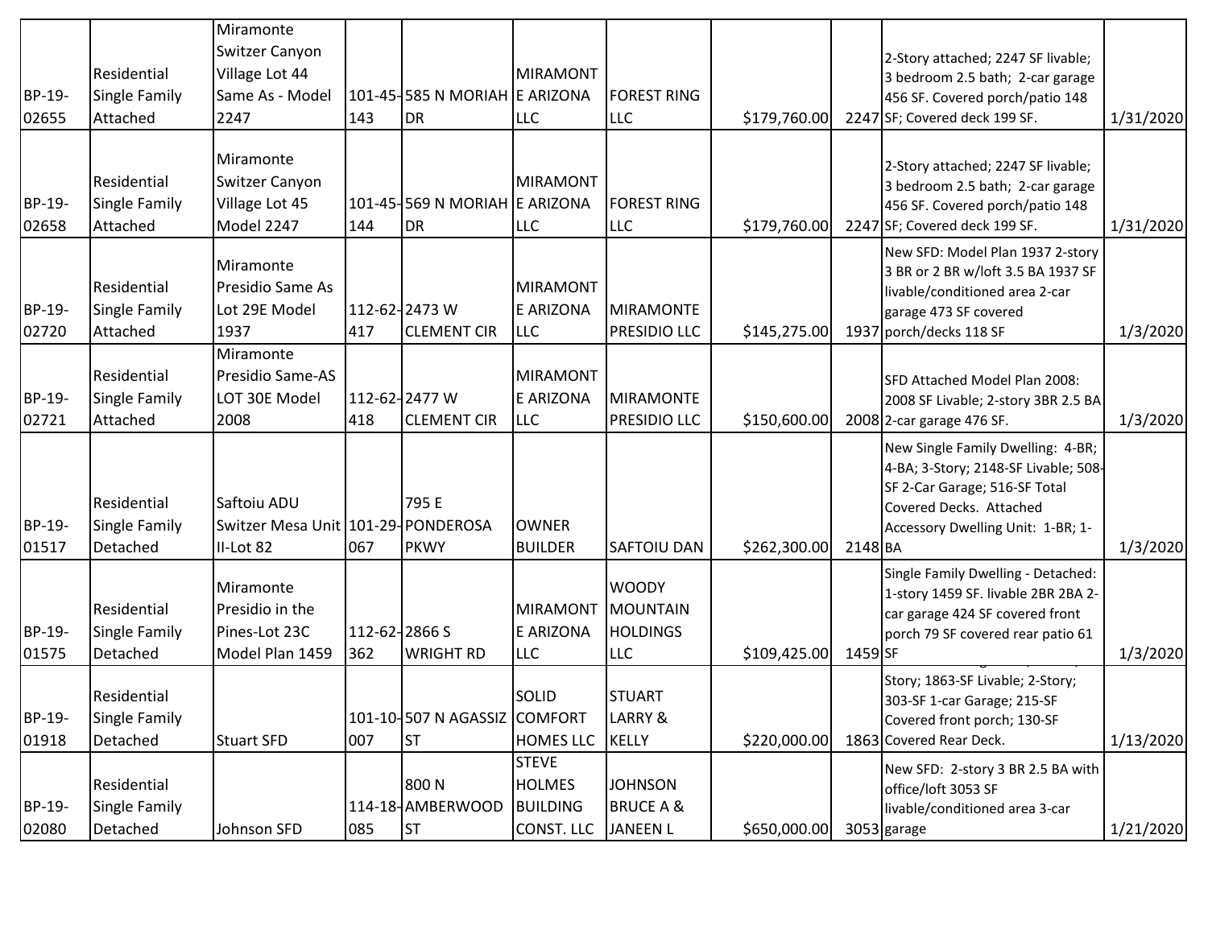| | | | | | | | | | | |
|---|---|---|---|---|---|---|---|---|---|---|
| BP-19-02655 | Residential Single Family Attached | Miramonte Switzer Canyon Village Lot 44 Same As - Model 2247 | 101-45-143 | 585 N MORIAH DR | MIRAMONTE ARIZONA LLC | FOREST RING LLC | $179,760.00 | 2247 | 2-Story attached; 2247 SF livable; 3 bedroom 2.5 bath; 2-car garage 456 SF. Covered porch/patio 148 SF; Covered deck 199 SF. | 1/31/2020 |
| BP-19-02658 | Residential Single Family Attached | Miramonte Switzer Canyon Village Lot 45 Model 2247 | 101-45-144 | 569 N MORIAH DR | MIRAMONTE ARIZONA LLC | FOREST RING LLC | $179,760.00 | 2247 | 2-Story attached; 2247 SF livable; 3 bedroom 2.5 bath; 2-car garage 456 SF. Covered porch/patio 148 SF; Covered deck 199 SF. | 1/31/2020 |
| BP-19-02720 | Residential Single Family Attached | Miramonte Presidio Same As Lot 29E Model 1937 | 112-62-417 | 2473 W CLEMENT CIR | MIRAMONTE ARIZONA LLC | MIRAMONTE PRESIDIO LLC | $145,275.00 | 1937 | New SFD: Model Plan 1937 2-story 3 BR or 2 BR w/loft 3.5 BA 1937 SF livable/conditioned area 2-car garage 473 SF covered porch/decks 118 SF | 1/3/2020 |
| BP-19-02721 | Residential Single Family Attached | Miramonte Presidio Same-AS LOT 30E Model 2008 | 112-62-418 | 2477 W CLEMENT CIR | MIRAMONTE ARIZONA LLC | MIRAMONTE PRESIDIO LLC | $150,600.00 | 2008 | SFD Attached Model Plan 2008: 2008 SF Livable; 2-story 3BR 2.5 BA 2-car garage 476 SF. | 1/3/2020 |
| BP-19-01517 | Residential Single Family Detached | Saftoiu ADU Switzer Mesa Unit II-Lot 82 | 101-29-067 | 795 E PONDEROSA PKWY | OWNER BUILDER | SAFTOIU DAN | $262,300.00 | 2148 | New Single Family Dwelling: 4-BR; 4-BA; 3-Story; 2148-SF Livable; 508-SF 2-Car Garage; 516-SF Total Covered Decks. Attached Accessory Dwelling Unit: 1-BR; 1-BA | 1/3/2020 |
| BP-19-01575 | Residential Single Family Detached | Miramonte Presidio in the Pines-Lot 23C Model Plan 1459 | 112-62-362 | 2866 S WRIGHT RD | MIRAMONTE ARIZONA LLC | WOODY MOUNTAIN HOLDINGS LLC | $109,425.00 | 1459 | Single Family Dwelling - Detached: 1-story 1459 SF. livable 2BR 2BA 2-car garage 424 SF covered front porch 79 SF covered rear patio 61 SF | 1/3/2020 |
| BP-19-01918 | Residential Single Family Detached | Stuart SFD | 101-10-007 | 507 N AGASSIZ ST | SOLID COMFORT HOMES LLC | STUART LARRY & KELLY | $220,000.00 | 1863 | Story; 1863-SF Livable; 2-Story; 303-SF 1-car Garage; 215-SF Covered front porch; 130-SF Covered Rear Deck. | 1/13/2020 |
| BP-19-02080 | Residential Single Family Detached | Johnson SFD | 114-18-085 | 800 N AMBERWOOD ST | STEVE HOLMES BUILDING CONST. LLC | JOHNSON BRUCE A & JANEEN L | $650,000.00 | 3053 | New SFD: 2-story 3 BR 2.5 BA with office/loft 3053 SF livable/conditioned area 3-car garage | 1/21/2020 |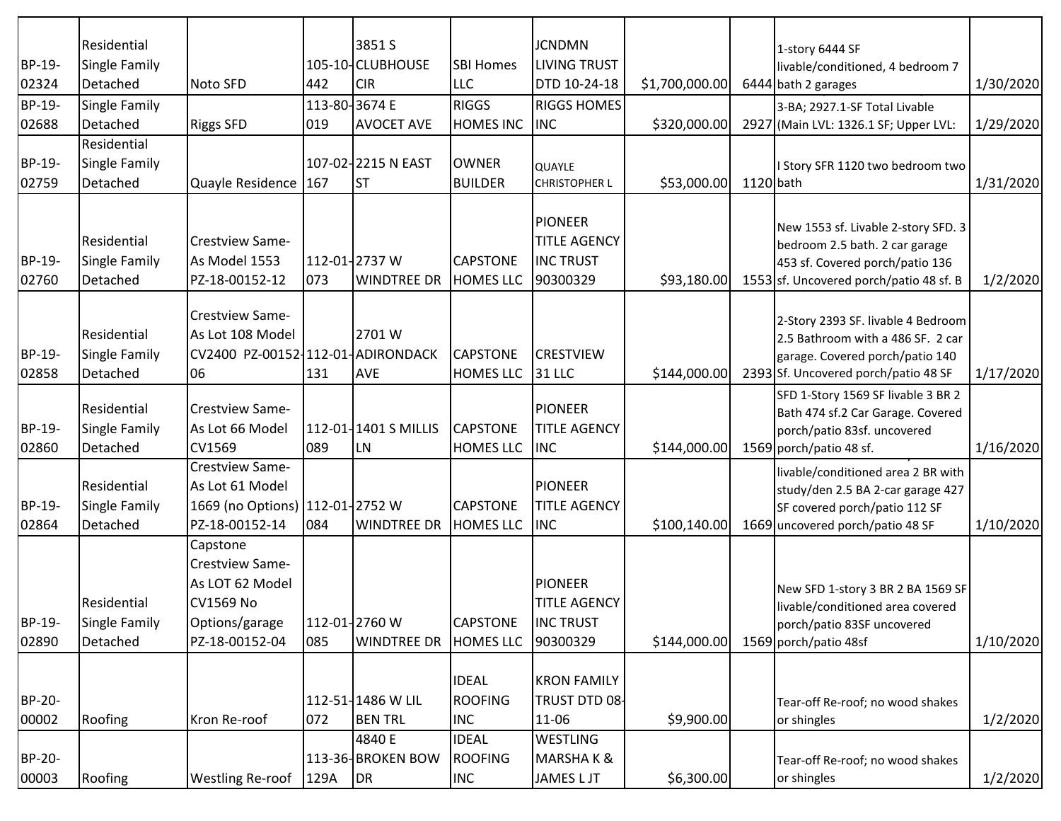| | | | | | | | | | | |
|---|---|---|---|---|---|---|---|---|---|---|
| BP-19-02324 | Residential Single Family Detached | Noto SFD | 105-10-442 | 3851 S CLUBHOUSE CIR | SBI Homes LLC | JCNDMN LIVING TRUST DTD 10-24-18 | $1,700,000.00 | 6444 | 1-story 6444 SF livable/conditioned, 4 bedroom 7 bath 2 garages | 1/30/2020 |
| BP-19-02688 | Single Family Detached | Riggs SFD | 113-80-019 | 3674 E AVOCET AVE | RIGGS HOMES INC | RIGGS HOMES INC | $320,000.00 | 2927 | 3-BA; 2927.1-SF Total Livable (Main LVL: 1326.1 SF; Upper LVL: | 1/29/2020 |
| BP-19-02759 | Residential Single Family Detached | Quayle Residence | 107-02-167 | 2215 N EAST ST | OWNER BUILDER | QUAYLE CHRISTOPHER L | $53,000.00 | 1120 | I Story SFR 1120 two bedroom two bath | 1/31/2020 |
| BP-19-02760 | Residential Single Family Detached | Crestview Same-As Model 1553 PZ-18-00152-12 | 112-01-073 | 2737 W WINDTREE DR | CAPSTONE HOMES LLC | PIONEER TITLE AGENCY INC TRUST 90300329 | $93,180.00 | 1553 | New 1553 sf. Livable 2-story SFD. 3 bedroom 2.5 bath. 2 car garage 453 sf. Covered porch/patio 136 sf. Uncovered porch/patio 48 sf. B | 1/2/2020 |
| BP-19-02858 | Residential Single Family Detached | Crestview Same-As Lot 108 Model CV2400 PZ-00152-06 | 112-01-131 | 2701 W ADIRONDACK AVE | CAPSTONE HOMES LLC | CRESTVIEW 31 LLC | $144,000.00 | 2393 | 2-Story 2393 SF. livable 4 Bedroom 2.5 Bathroom with a 486 SF. 2 car garage. Covered porch/patio 140 Sf. Uncovered porch/patio 48 SF | 1/17/2020 |
| BP-19-02860 | Residential Single Family Detached | Crestview Same-As Lot 66 Model CV1569 | 112-01-089 | 1401 S MILLIS LN | CAPSTONE HOMES LLC | PIONEER TITLE AGENCY INC | $144,000.00 | 1569 | SFD 1-Story 1569 SF livable 3 BR 2 Bath 474 sf.2 Car Garage. Covered porch/patio 83sf. uncovered porch/patio 48 sf. | 1/16/2020 |
| BP-19-02864 | Residential Single Family Detached | Crestview Same-As Lot 61 Model 1669 (no Options) PZ-18-00152-14 | 112-01-084 | 2752 W WINDTREE DR | CAPSTONE HOMES LLC | PIONEER TITLE AGENCY INC | $100,140.00 | 1669 | livable/conditioned area 2 BR with study/den 2.5 BA 2-car garage 427 SF covered porch/patio 112 SF uncovered porch/patio 48 SF | 1/10/2020 |
| BP-19-02890 | Residential Single Family Detached | Capstone Crestview Same-As LOT 62 Model CV1569 No Options/garage PZ-18-00152-04 | 112-01-085 | 2760 W WINDTREE DR | CAPSTONE HOMES LLC | PIONEER TITLE AGENCY INC TRUST 90300329 | $144,000.00 | 1569 | New SFD 1-story 3 BR 2 BA 1569 SF livable/conditioned area covered porch/patio 83SF uncovered porch/patio 48sf | 1/10/2020 |
| BP-20-00002 | Roofing | Kron Re-roof | 112-51-072 | 1486 W LIL BEN TRL | IDEAL ROOFING INC | KRON FAMILY TRUST DTD 08-11-06 | $9,900.00 | | Tear-off Re-roof; no wood shakes or shingles | 1/2/2020 |
| BP-20-00003 | Roofing | Westling Re-roof | 113-36-129A | 4840 E BROKEN BOW DR | IDEAL ROOFING INC | WESTLING MARSHA K & JAMES L JT | $6,300.00 | | Tear-off Re-roof; no wood shakes or shingles | 1/2/2020 |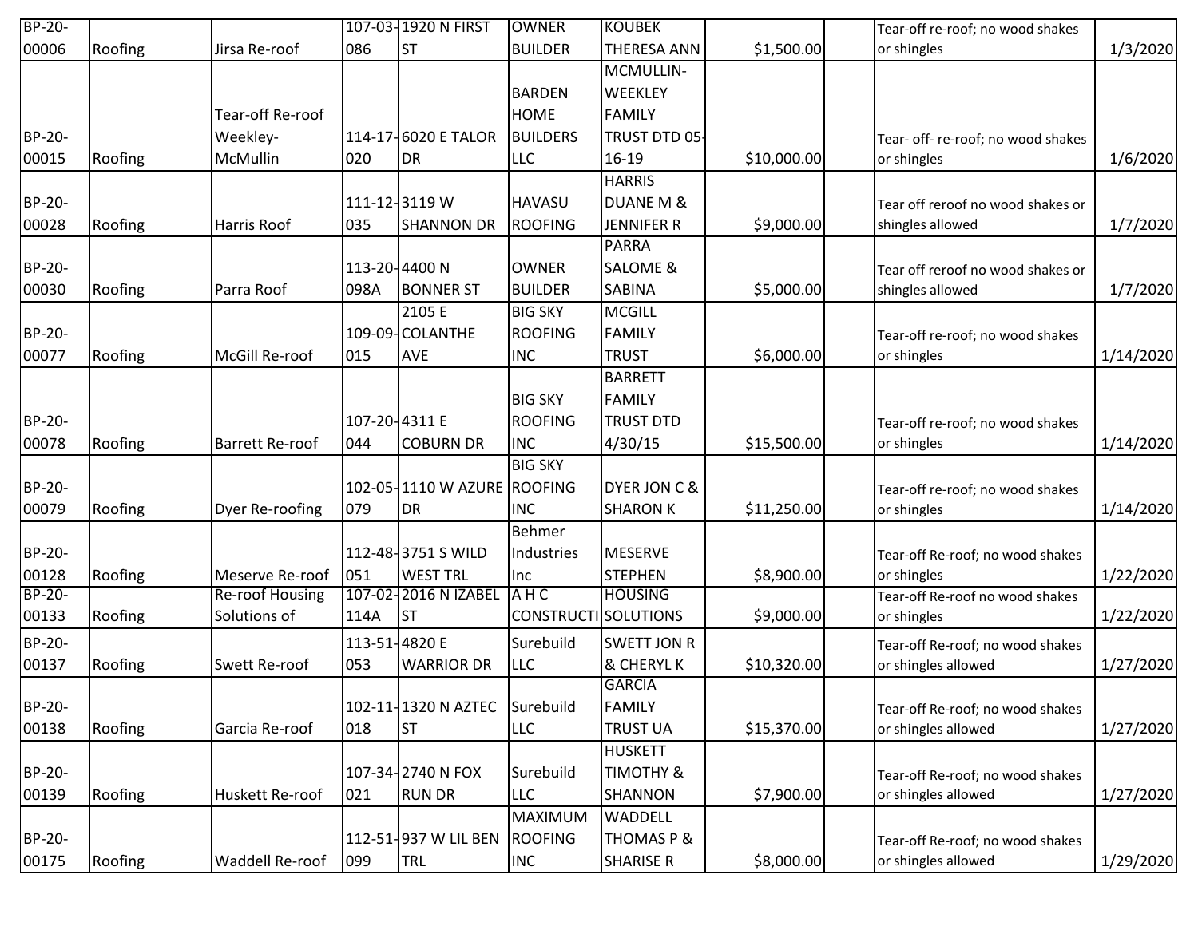| | | | | | | | | | | |
|---|---|---|---|---|---|---|---|---|---|---|
| BP-20-00006 | Roofing | Jirsa Re-roof | 107-03-086 | 1920 N FIRST ST | OWNER BUILDER | KOUBEK THERESA ANN | $1,500.00 | | Tear-off re-roof; no wood shakes or shingles | 1/3/2020 |
| BP-20-00015 | Roofing | Tear-off Re-roof Weekley-McMullin | 114-17-020 | 6020 E TALOR DR | BARDEN HOME BUILDERS LLC | MCMULLIN-WEEKLEY FAMILY TRUST DTD 05-16-19 | $10,000.00 | | Tear- off- re-roof; no wood shakes or shingles | 1/6/2020 |
| BP-20-00028 | Roofing | Harris Roof | 111-12-035 | 3119 W SHANNON DR | HAVASU ROOFING | HARRIS DUANE M & JENNIFER R | $9,000.00 | | Tear off reroof no wood shakes or shingles allowed | 1/7/2020 |
| BP-20-00030 | Roofing | Parra Roof | 113-20-098A | 4400 N BONNER ST | OWNER BUILDER | PARRA SALOME & SABINA | $5,000.00 | | Tear off reroof no wood shakes or shingles allowed | 1/7/2020 |
| BP-20-00077 | Roofing | McGill Re-roof | 109-09-015 | 2105 E COLANTHE AVE | BIG SKY ROOFING INC | MCGILL FAMILY TRUST | $6,000.00 | | Tear-off re-roof; no wood shakes or shingles | 1/14/2020 |
| BP-20-00078 | Roofing | Barrett Re-roof | 107-20-044 | 4311 E COBURN DR | BIG SKY ROOFING INC | BARRETT FAMILY TRUST DTD 4/30/15 | $15,500.00 | | Tear-off re-roof; no wood shakes or shingles | 1/14/2020 |
| BP-20-00079 | Roofing | Dyer Re-roofing | 102-05-079 | 1110 W AZURE DR | BIG SKY ROOFING INC | DYER JON C & SHARON K | $11,250.00 | | Tear-off re-roof; no wood shakes or shingles | 1/14/2020 |
| BP-20-00128 | Roofing | Meserve Re-roof | 112-48-051 | 3751 S WILD WEST TRL | Behmer Industries Inc | MESERVE STEPHEN | $8,900.00 | | Tear-off Re-roof; no wood shakes or shingles | 1/22/2020 |
| BP-20-00133 | Roofing | Re-roof Housing Solutions of | 107-02-114A | 2016 N IZABEL ST | A H C CONSTRUCTI | HOUSING SOLUTIONS | $9,000.00 | | Tear-off Re-roof no wood shakes or shingles | 1/22/2020 |
| BP-20-00137 | Roofing | Swett Re-roof | 113-51-053 | 4820 E WARRIOR DR | Surebuild LLC | SWETT JON R & CHERYL K | $10,320.00 | | Tear-off Re-roof; no wood shakes or shingles allowed | 1/27/2020 |
| BP-20-00138 | Roofing | Garcia Re-roof | 102-11-018 | 1320 N AZTEC ST | Surebuild LLC | GARCIA FAMILY TRUST UA | $15,370.00 | | Tear-off Re-roof; no wood shakes or shingles allowed | 1/27/2020 |
| BP-20-00139 | Roofing | Huskett Re-roof | 107-34-021 | 2740 N FOX RUN DR | Surebuild LLC | HUSKETT TIMOTHY & SHANNON | $7,900.00 | | Tear-off Re-roof; no wood shakes or shingles allowed | 1/27/2020 |
| BP-20-00175 | Roofing | Waddell Re-roof | 112-51-099 | 937 W LIL BEN TRL | MAXIMUM ROOFING INC | WADDELL THOMAS P & SHARISE R | $8,000.00 | | Tear-off Re-roof; no wood shakes or shingles allowed | 1/29/2020 |